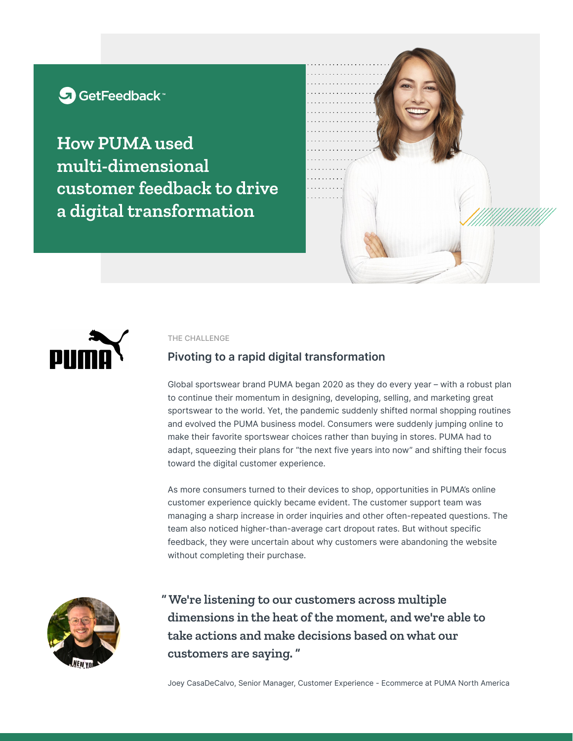GetFeedback™

# How PUMA used multi-dimensional customer feedback to drive a digital transformation

PUMA

THE CHALLENGE

## Pivoting to a rapid digital transformation

Global sportswear brand PUMA began 2020 as they do every year – with a robust plan to continue their momentum in designing, developing, selling, and marketing great sportswear to the world. Yet, the pandemic suddenly shifted normal shopping routines and evolved the PUMA business model. Consumers were suddenly jumping online to make their favorite sportswear choices rather than buying in stores. PUMA had to adapt, squeezing their plans for "the next five years into now" and shifting their focus toward the digital customer experience.

As more consumers turned to their devices to shop, opportunities in PUMA's online customer experience quickly became evident. The customer support team was managing a sharp increase in order inquiries and other often-repeated questions. The team also noticed higher-than-average cart dropout rates. But without specific feedback, they were uncertain about why customers were abandoning the website without completing their purchase.

> **"We're listening to our customers across multiple dimensions in the heat of the moment, and we're able to take actions and make decisions based on what our customers are saying."**

Joey CasaDeCalvo, Senior Manager, Customer Experience - Ecommerce at PUMA North America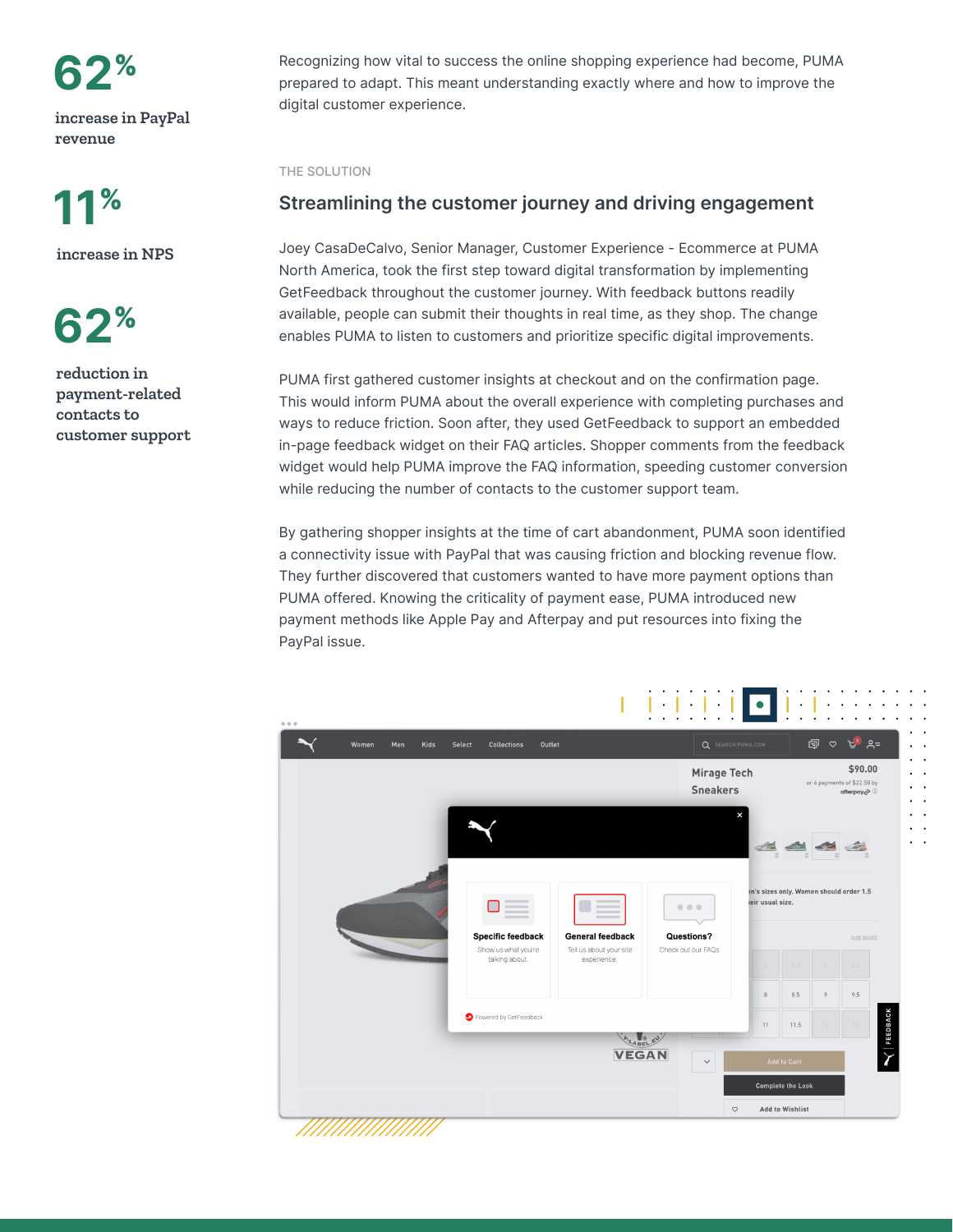**62%**

increase in PayPal revenue

**11%**

increase in NPS

**62%**

reduction in payment-related contacts to customer support

Recognizing how vital to success the online shopping experience had become, PUMA prepared to adapt. This meant understanding exactly where and how to improve the digital customer experience.

THE SOLUTION

## Streamlining the customer journey and driving engagement

Joey CasaDeCalvo, Senior Manager, Customer Experience - Ecommerce at PUMA North America, took the first step toward digital transformation by implementing GetFeedback throughout the customer journey. With feedback buttons readily available, people can submit their thoughts in real time, as they shop. The change enables PUMA to listen to customers and prioritize specific digital improvements.

PUMA first gathered customer insights at checkout and on the confirmation page. This would inform PUMA about the overall experience with completing purchases and ways to reduce friction. Soon after, they used GetFeedback to support an embedded in-page feedback widget on their FAQ articles. Shopper comments from the feedback widget would help PUMA improve the FAQ information, speeding customer conversion while reducing the number of contacts to the customer support team.

By gathering shopper insights at the time of cart abandonment, PUMA soon identified a connectivity issue with PayPal that was causing friction and blocking revenue flow. They further discovered that customers wanted to have more payment options than PUMA offered. Knowing the criticality of payment ease, PUMA introduced new payment methods like Apple Pay and Afterpay and put resources into fixing the PayPal issue.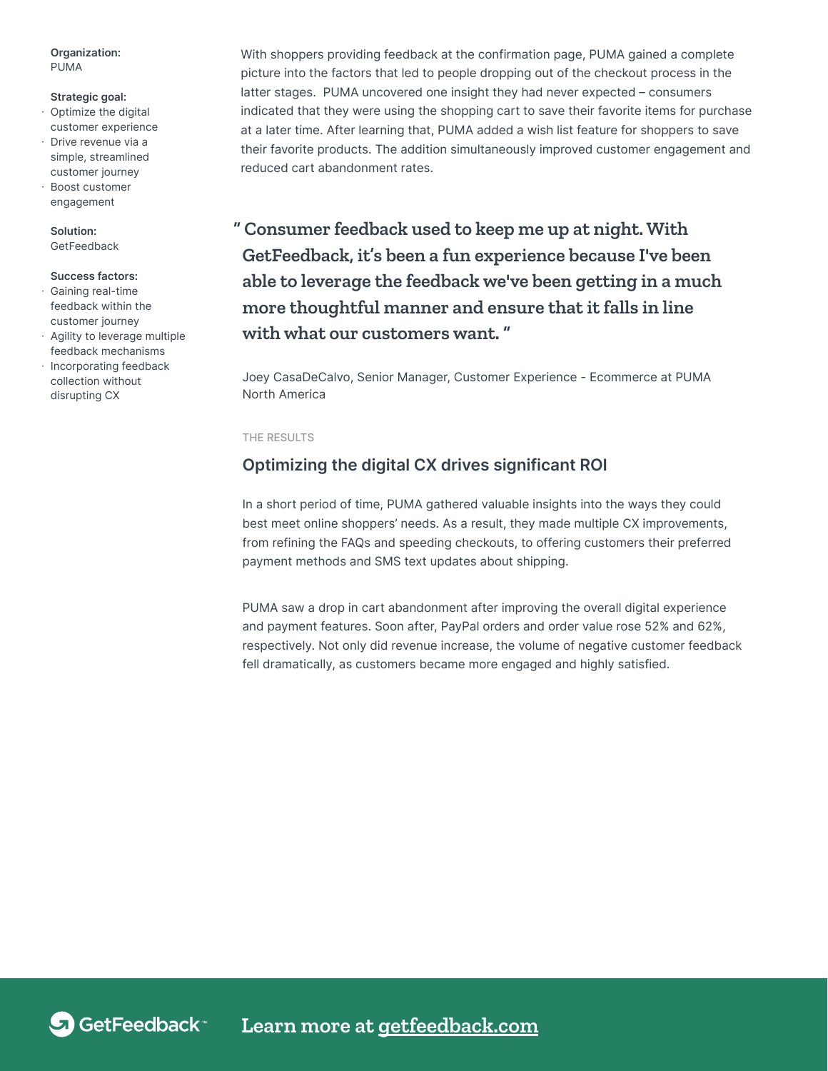**Organization:**
PUMA

**Strategic goal:**

- Optimize the digital customer experience
- Drive revenue via a simple, streamlined customer journey
- Boost customer engagement

**Solution:**
GetFeedback

**Success factors:**

- Gaining real-time feedback within the customer journey
- Agility to leverage multiple feedback mechanisms
- Incorporating feedback collection without disrupting CX

With shoppers providing feedback at the confirmation page, PUMA gained a complete picture into the factors that led to people dropping out of the checkout process in the latter stages. PUMA uncovered one insight they had never expected – consumers indicated that they were using the shopping cart to save their favorite items for purchase at a later time. After learning that, PUMA added a wish list feature for shoppers to save their favorite products. The addition simultaneously improved customer engagement and reduced cart abandonment rates.

> **" Consumer feedback used to keep me up at night. With GetFeedback, it's been a fun experience because I've been able to leverage the feedback we've been getting in a much more thoughtful manner and ensure that it falls in line with what our customers want. "**

Joey CasaDeCalvo, Senior Manager, Customer Experience - Ecommerce at PUMA North America

THE RESULTS

## Optimizing the digital CX drives significant ROI

In a short period of time, PUMA gathered valuable insights into the ways they could best meet online shoppers' needs. As a result, they made multiple CX improvements, from refining the FAQs and speeding checkouts, to offering customers their preferred payment methods and SMS text updates about shipping.

PUMA saw a drop in cart abandonment after improving the overall digital experience and payment features. Soon after, PayPal orders and order value rose 52% and 62%, respectively. Not only did revenue increase, the volume of negative customer feedback fell dramatically, as customers became more engaged and highly satisfied.

GetFeedback™

**Learn more at getfeedback.com**